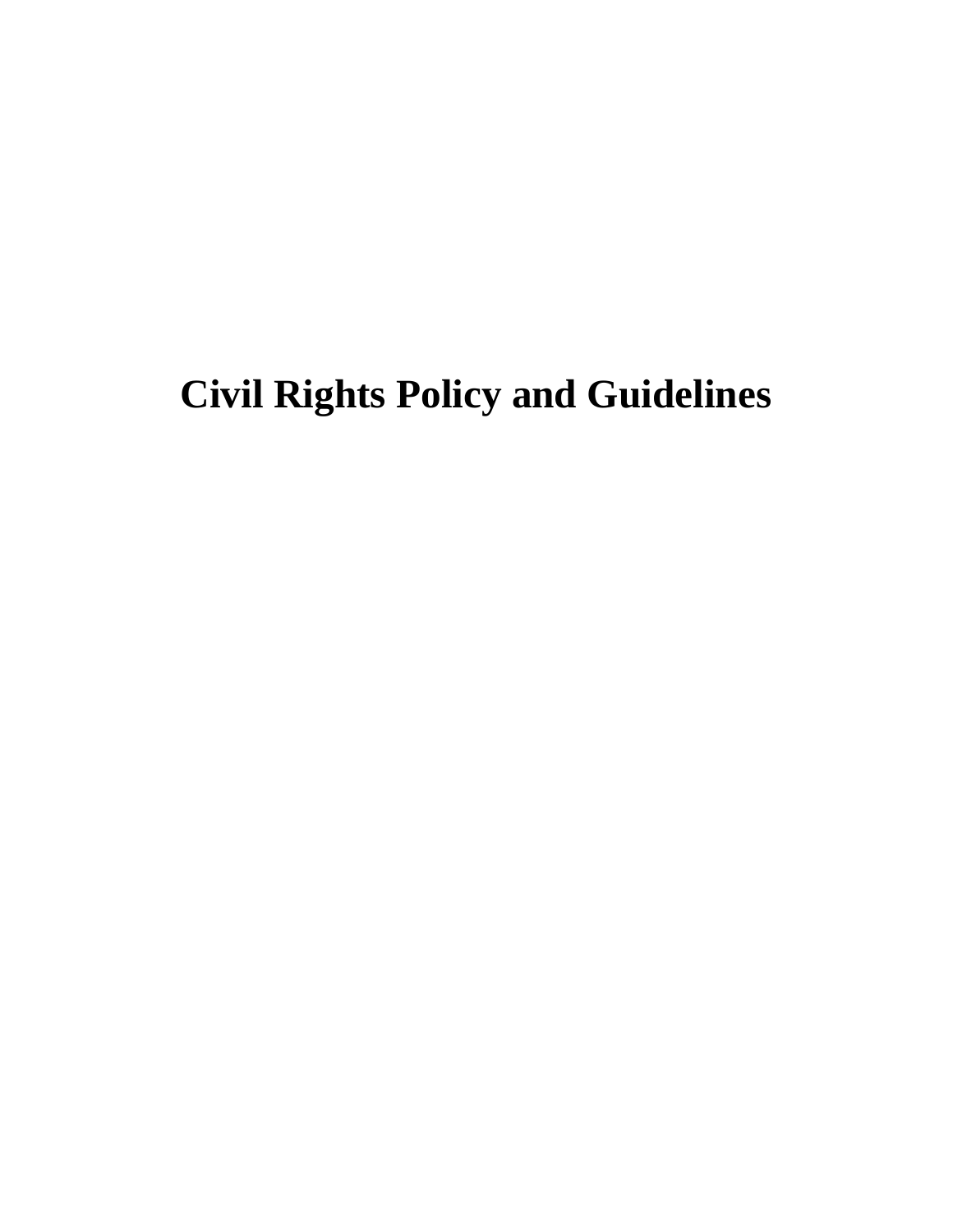# Civil Rights Policy and Guidelines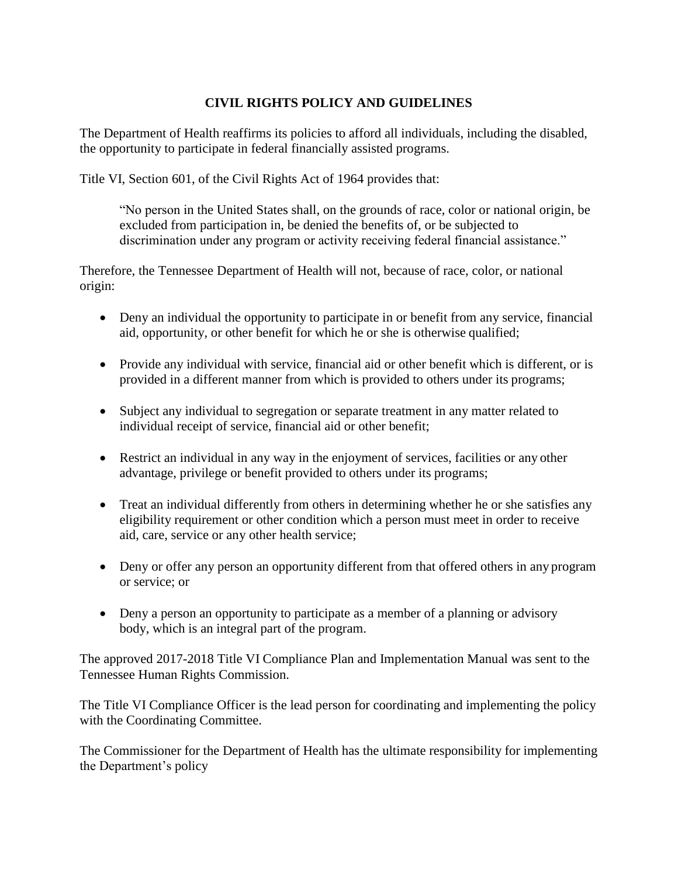## CIVIL RIGHTS POLICY AND GUIDELINES

The Department of Health reaffirms its policies to afford all individuals, including the disabled, the opportunity to participate in federal financially assisted programs.

Title VI, Section 601, of the Civil Rights Act of 1964 provides that:

> "No person in the United States shall, on the grounds of race, color or national origin, be excluded from participation in, be denied the benefits of, or be subjected to discrimination under any program or activity receiving federal financial assistance."

Therefore, the Tennessee Department of Health will not, because of race, color, or national origin:

- Deny an individual the opportunity to participate in or benefit from any service, financial aid, opportunity, or other benefit for which he or she is otherwise qualified;
- Provide any individual with service, financial aid or other benefit which is different, or is provided in a different manner from which is provided to others under its programs;
- Subject any individual to segregation or separate treatment in any matter related to individual receipt of service, financial aid or other benefit;
- Restrict an individual in any way in the enjoyment of services, facilities or any other advantage, privilege or benefit provided to others under its programs;
- Treat an individual differently from others in determining whether he or she satisfies any eligibility requirement or other condition which a person must meet in order to receive aid, care, service or any other health service;
- Deny or offer any person an opportunity different from that offered others in any program or service; or
- Deny a person an opportunity to participate as a member of a planning or advisory body, which is an integral part of the program.

The approved 2017-2018 Title VI Compliance Plan and Implementation Manual was sent to the Tennessee Human Rights Commission.

The Title VI Compliance Officer is the lead person for coordinating and implementing the policy with the Coordinating Committee.

The Commissioner for the Department of Health has the ultimate responsibility for implementing the Department's policy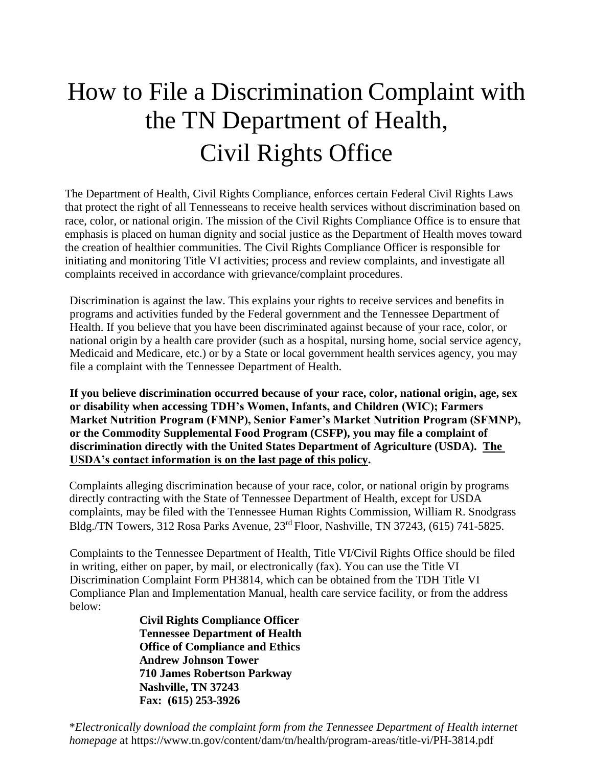# How to File a Discrimination Complaint with the TN Department of Health, Civil Rights Office

The Department of Health, Civil Rights Compliance, enforces certain Federal Civil Rights Laws that protect the right of all Tennesseans to receive health services without discrimination based on race, color, or national origin. The mission of the Civil Rights Compliance Office is to ensure that emphasis is placed on human dignity and social justice as the Department of Health moves toward the creation of healthier communities. The Civil Rights Compliance Officer is responsible for initiating and monitoring Title VI activities; process and review complaints, and investigate all complaints received in accordance with grievance/complaint procedures.

Discrimination is against the law. This explains your rights to receive services and benefits in programs and activities funded by the Federal government and the Tennessee Department of Health. If you believe that you have been discriminated against because of your race, color, or national origin by a health care provider (such as a hospital, nursing home, social service agency, Medicaid and Medicare, etc.) or by a State or local government health services agency, you may file a complaint with the Tennessee Department of Health.

**If you believe discrimination occurred because of your race, color, national origin, age, sex or disability when accessing TDH's Women, Infants, and Children (WIC); Farmers Market Nutrition Program (FMNP), Senior Famer's Market Nutrition Program (SFMNP), or the Commodity Supplemental Food Program (CSFP), you may file a complaint of discrimination directly with the United States Department of Agriculture (USDA). <u>The USDA's contact information is on the last page of this policy</u>.**

Complaints alleging discrimination because of your race, color, or national origin by programs directly contracting with the State of Tennessee Department of Health, except for USDA complaints, may be filed with the Tennessee Human Rights Commission, William R. Snodgrass Bldg./TN Towers, 312 Rosa Parks Avenue, 23rd Floor, Nashville, TN 37243, (615) 741-5825.

Complaints to the Tennessee Department of Health, Title VI/Civil Rights Office should be filed in writing, either on paper, by mail, or electronically (fax). You can use the Title VI Discrimination Complaint Form PH3814, which can be obtained from the TDH Title VI Compliance Plan and Implementation Manual, health care service facility, or from the address below:

**Civil Rights Compliance Officer**  
**Tennessee Department of Health**  
**Office of Compliance and Ethics**  
**Andrew Johnson Tower**  
**710 James Robertson Parkway**  
**Nashville, TN 37243**  
**Fax: (615) 253-3926**

**Electronically download the complaint form from the Tennessee Department of Health internet homepage* at https://www.tn.gov/content/dam/tn/health/program-areas/title-vi/PH-3814.pdf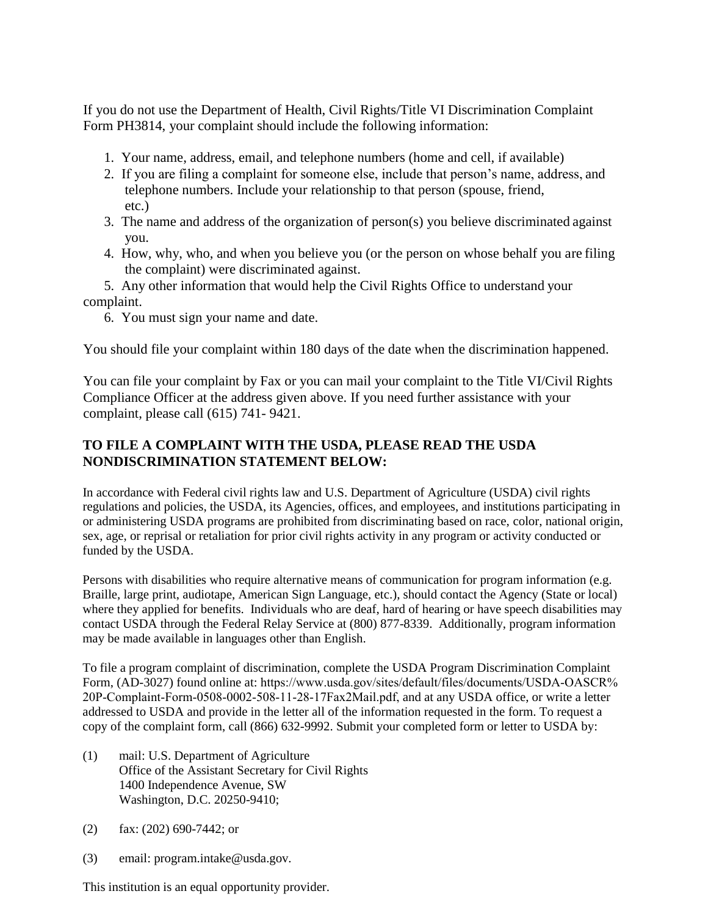If you do not use the Department of Health, Civil Rights/Title VI Discrimination Complaint Form PH3814, your complaint should include the following information:

1. Your name, address, email, and telephone numbers (home and cell, if available)
2. If you are filing a complaint for someone else, include that person's name, address, and telephone numbers. Include your relationship to that person (spouse, friend, etc.)
3. The name and address of the organization of person(s) you believe discriminated against you.
4. How, why, who, and when you believe you (or the person on whose behalf you are filing the complaint) were discriminated against.
5. Any other information that would help the Civil Rights Office to understand your complaint.
6. You must sign your name and date.

You should file your complaint within 180 days of the date when the discrimination happened.

You can file your complaint by Fax or you can mail your complaint to the Title VI/Civil Rights Compliance Officer at the address given above. If you need further assistance with your complaint, please call (615) 741- 9421.

**TO FILE A COMPLAINT WITH THE USDA, PLEASE READ THE USDA NONDISCRIMINATION STATEMENT BELOW:**

In accordance with Federal civil rights law and U.S. Department of Agriculture (USDA) civil rights regulations and policies, the USDA, its Agencies, offices, and employees, and institutions participating in or administering USDA programs are prohibited from discriminating based on race, color, national origin, sex, age, or reprisal or retaliation for prior civil rights activity in any program or activity conducted or funded by the USDA.

Persons with disabilities who require alternative means of communication for program information (e.g. Braille, large print, audiotape, American Sign Language, etc.), should contact the Agency (State or local) where they applied for benefits. Individuals who are deaf, hard of hearing or have speech disabilities may contact USDA through the Federal Relay Service at (800) 877-8339. Additionally, program information may be made available in languages other than English.

To file a program complaint of discrimination, complete the USDA Program Discrimination Complaint Form, (AD-3027) found online at: https://www.usda.gov/sites/default/files/documents/USDA-OASCR%20P-Complaint-Form-0508-0002-508-11-28-17Fax2Mail.pdf, and at any USDA office, or write a letter addressed to USDA and provide in the letter all of the information requested in the form. To request a copy of the complaint form, call (866) 632-9992. Submit your completed form or letter to USDA by:

(1) mail: U.S. Department of Agriculture
Office of the Assistant Secretary for Civil Rights
1400 Independence Avenue, SW
Washington, D.C. 20250-9410;

(2) fax: (202) 690-7442; or

(3) email: program.intake@usda.gov.

This institution is an equal opportunity provider.